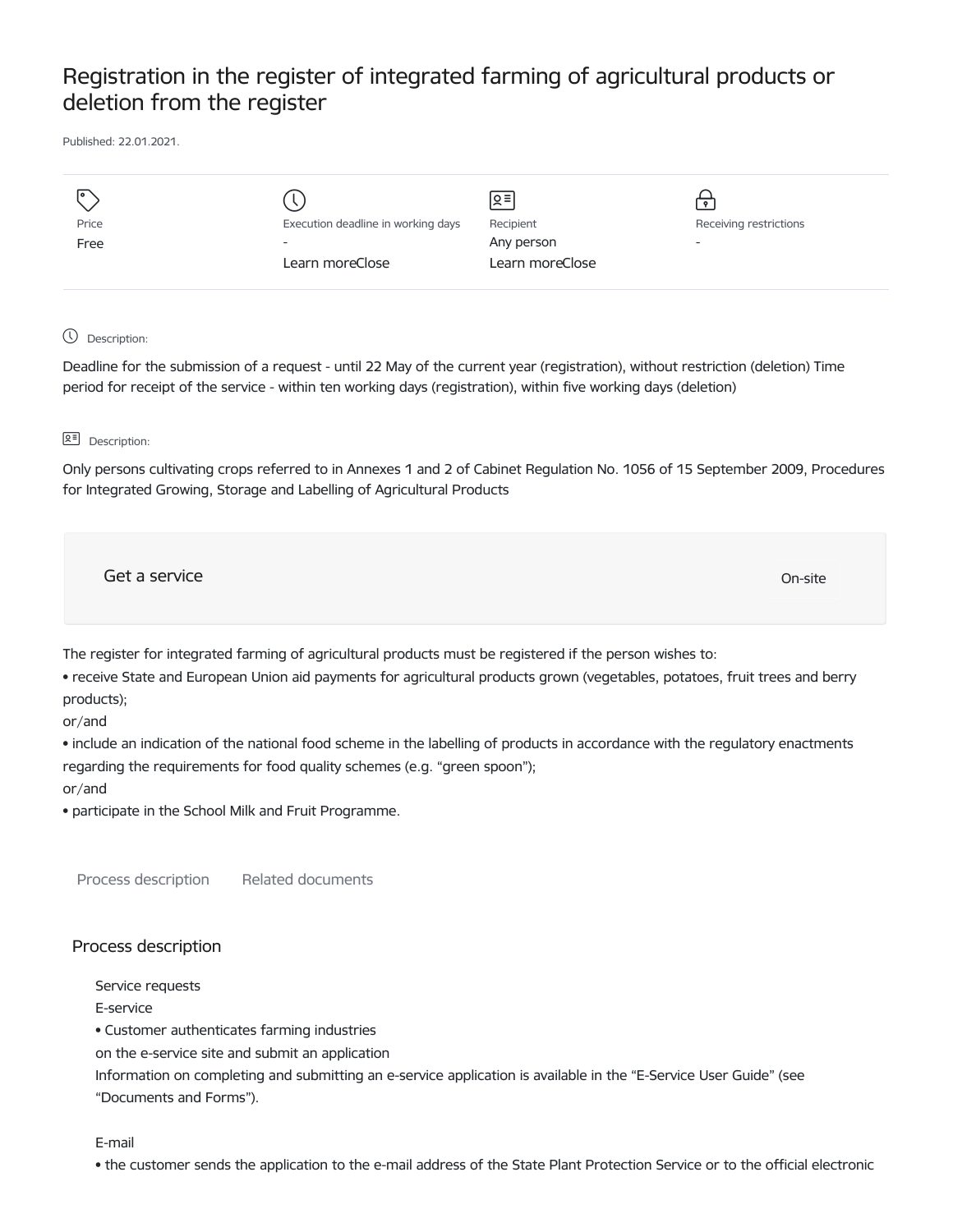# Registration in the register of integrated farming of agricultural products or deletion from the register

Published: 22.01.2021.

| Price | Execution deadline in working days | Recipient | Receiving restrictions |
| --- | --- | --- | --- |
| Free | - | Any person | - |
| | Learn moreClose | Learn moreClose | |

Description:

Deadline for the submission of a request - until 22 May of the current year (registration), without restriction (deletion) Time period for receipt of the service - within ten working days (registration), within five working days (deletion)

Description:

Only persons cultivating crops referred to in Annexes 1 and 2 of Cabinet Regulation No. 1056 of 15 September 2009, Procedures for Integrated Growing, Storage and Labelling of Agricultural Products

Get a service — On-site

The register for integrated farming of agricultural products must be registered if the person wishes to:

• receive State and European Union aid payments for agricultural products grown (vegetables, potatoes, fruit trees and berry products);

or/and

• include an indication of the national food scheme in the labelling of products in accordance with the regulatory enactments regarding the requirements for food quality schemes (e.g. "green spoon");

or/and

• participate in the School Milk and Fruit Programme.

Process description | Related documents

## Process description

Service requests

E-service

• Customer authenticates farming industries

on the e-service site and submit an application

Information on completing and submitting an e-service application is available in the "E-Service User Guide" (see "Documents and Forms").

E-mail

• the customer sends the application to the e-mail address of the State Plant Protection Service or to the official electronic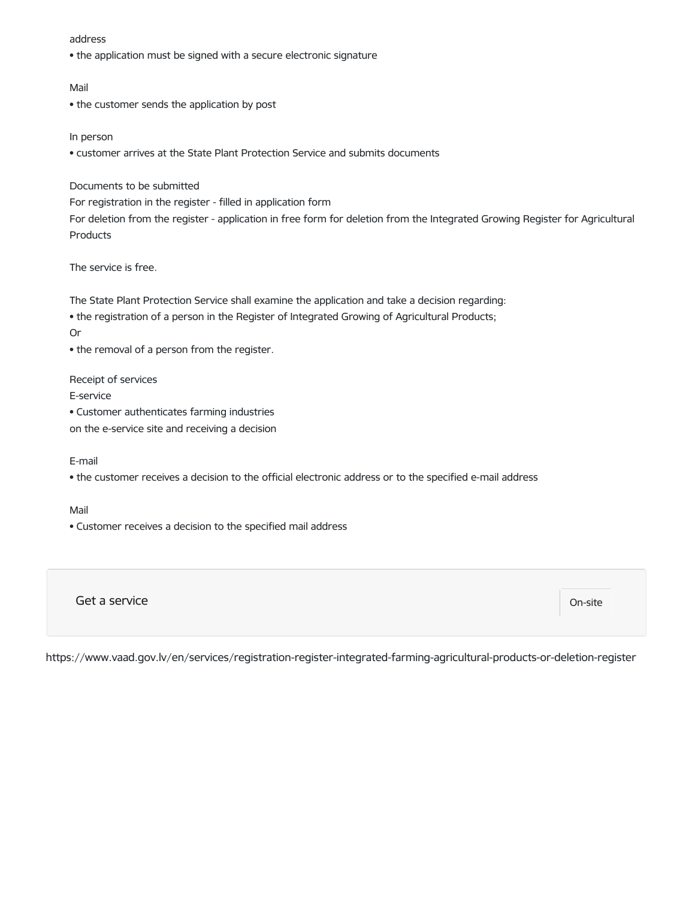address

• the application must be signed with a secure electronic signature

Mail

• the customer sends the application by post

In person

• customer arrives at the State Plant Protection Service and submits documents

Documents to be submitted

For registration in the register - filled in application form

For deletion from the register - application in free form for deletion from the Integrated Growing Register for Agricultural Products

The service is free.

The State Plant Protection Service shall examine the application and take a decision regarding:

• the registration of a person in the Register of Integrated Growing of Agricultural Products;

Or

• the removal of a person from the register.

Receipt of services

E-service

• Customer authenticates farming industries
on the e-service site and receiving a decision

E-mail

• the customer receives a decision to the official electronic address or to the specified e-mail address

Mail

• Customer receives a decision to the specified mail address

Get a service

On-site

https://www.vaad.gov.lv/en/services/registration-register-integrated-farming-agricultural-products-or-deletion-register